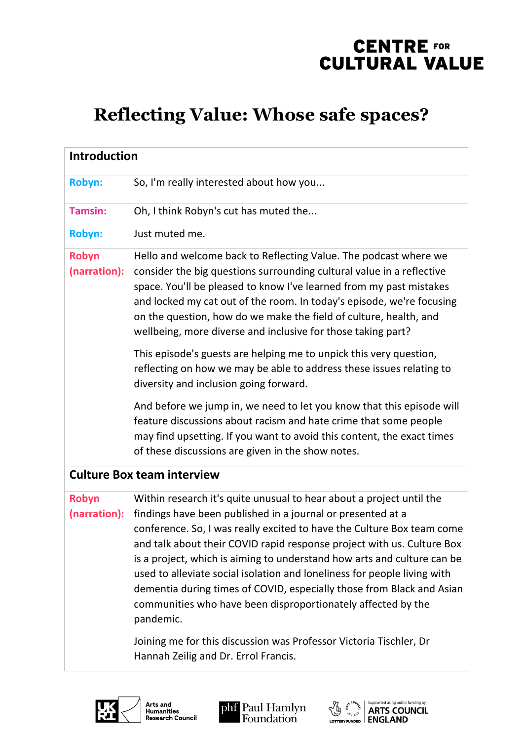CENTRE FOR CULTURAL VALUE

# Reflecting Value: Whose safe spaces?

| **Introduction** | |
|---|---|
| **Robyn:** | So, I'm really interested about how you... |
| **Tamsin:** | Oh, I think Robyn's cut has muted the... |
| **Robyn:** | Just muted me. |
| **Robyn (narration):** | Hello and welcome back to Reflecting Value. The podcast where we consider the big questions surrounding cultural value in a reflective space. You'll be pleased to know I've learned from my past mistakes and locked my cat out of the room. In today's episode, we're focusing on the question, how do we make the field of culture, health, and wellbeing, more diverse and inclusive for those taking part?<br><br>This episode's guests are helping me to unpick this very question, reflecting on how we may be able to address these issues relating to diversity and inclusion going forward.<br><br>And before we jump in, we need to let you know that this episode will feature discussions about racism and hate crime that some people may find upsetting. If you want to avoid this content, the exact times of these discussions are given in the show notes. |
| **Culture Box team interview** | |
| **Robyn (narration):** | Within research it's quite unusual to hear about a project until the findings have been published in a journal or presented at a conference. So, I was really excited to have the Culture Box team come and talk about their COVID rapid response project with us. Culture Box is a project, which is aiming to understand how arts and culture can be used to alleviate social isolation and loneliness for people living with dementia during times of COVID, especially those from Black and Asian communities who have been disproportionately affected by the pandemic.<br><br>Joining me for this discussion was Professor Victoria Tischler, Dr Hannah Zeilig and Dr. Errol Francis. |

UKRI Arts and Humanities Research Council | phf Paul Hamlyn Foundation | Lottery Funded — Supported using public funding by Arts Council England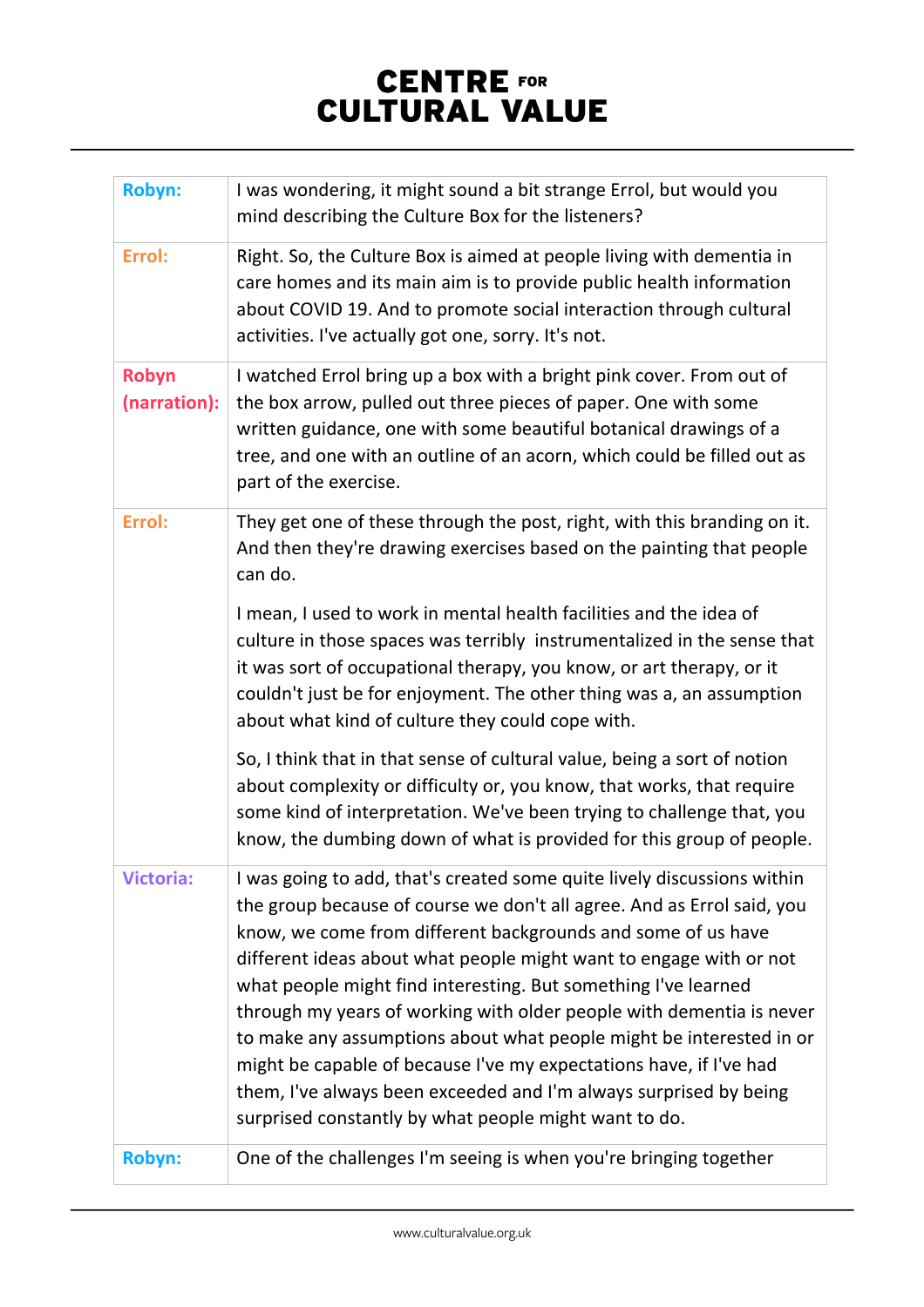| | |
|---|---|
| **Robyn:** | I was wondering, it might sound a bit strange Errol, but would you mind describing the Culture Box for the listeners? |
| **Errol:** | Right. So, the Culture Box is aimed at people living with dementia in care homes and its main aim is to provide public health information about COVID 19. And to promote social interaction through cultural activities. I've actually got one, sorry. It's not. |
| **Robyn (narration):** | I watched Errol bring up a box with a bright pink cover. From out of the box arrow, pulled out three pieces of paper. One with some written guidance, one with some beautiful botanical drawings of a tree, and one with an outline of an acorn, which could be filled out as part of the exercise. |
| **Errol:** | They get one of these through the post, right, with this branding on it. And then they're drawing exercises based on the painting that people can do.<br><br>I mean, I used to work in mental health facilities and the idea of culture in those spaces was terribly instrumentalized in the sense that it was sort of occupational therapy, you know, or art therapy, or it couldn't just be for enjoyment. The other thing was a, an assumption about what kind of culture they could cope with.<br><br>So, I think that in that sense of cultural value, being a sort of notion about complexity or difficulty or, you know, that works, that require some kind of interpretation. We've been trying to challenge that, you know, the dumbing down of what is provided for this group of people. |
| **Victoria:** | I was going to add, that's created some quite lively discussions within the group because of course we don't all agree. And as Errol said, you know, we come from different backgrounds and some of us have different ideas about what people might want to engage with or not what people might find interesting. But something I've learned through my years of working with older people with dementia is never to make any assumptions about what people might be interested in or might be capable of because I've my expectations have, if I've had them, I've always been exceeded and I'm always surprised by being surprised constantly by what people might want to do. |
| **Robyn:** | One of the challenges I'm seeing is when you're bringing together |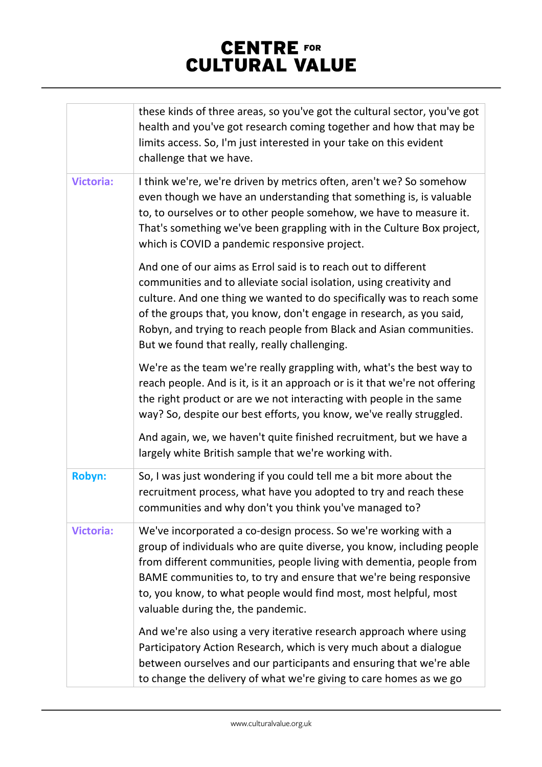| | |
|---|---|
| | these kinds of three areas, so you've got the cultural sector, you've got health and you've got research coming together and how that may be limits access. So, I'm just interested in your take on this evident challenge that we have. |
| **Victoria:** | I think we're, we're driven by metrics often, aren't we? So somehow even though we have an understanding that something is, is valuable to, to ourselves or to other people somehow, we have to measure it. That's something we've been grappling with in the Culture Box project, which is COVID a pandemic responsive project.<br><br>And one of our aims as Errol said is to reach out to different communities and to alleviate social isolation, using creativity and culture. And one thing we wanted to do specifically was to reach some of the groups that, you know, don't engage in research, as you said, Robyn, and trying to reach people from Black and Asian communities. But we found that really, really challenging.<br><br>We're as the team we're really grappling with, what's the best way to reach people. And is it, is it an approach or is it that we're not offering the right product or are we not interacting with people in the same way? So, despite our best efforts, you know, we've really struggled.<br><br>And again, we, we haven't quite finished recruitment, but we have a largely white British sample that we're working with. |
| **Robyn:** | So, I was just wondering if you could tell me a bit more about the recruitment process, what have you adopted to try and reach these communities and why don't you think you've managed to? |
| **Victoria:** | We've incorporated a co-design process. So we're working with a group of individuals who are quite diverse, you know, including people from different communities, people living with dementia, people from BAME communities to, to try and ensure that we're being responsive to, you know, to what people would find most, most helpful, most valuable during the, the pandemic.<br><br>And we're also using a very iterative research approach where using Participatory Action Research, which is very much about a dialogue between ourselves and our participants and ensuring that we're able to change the delivery of what we're giving to care homes as we go |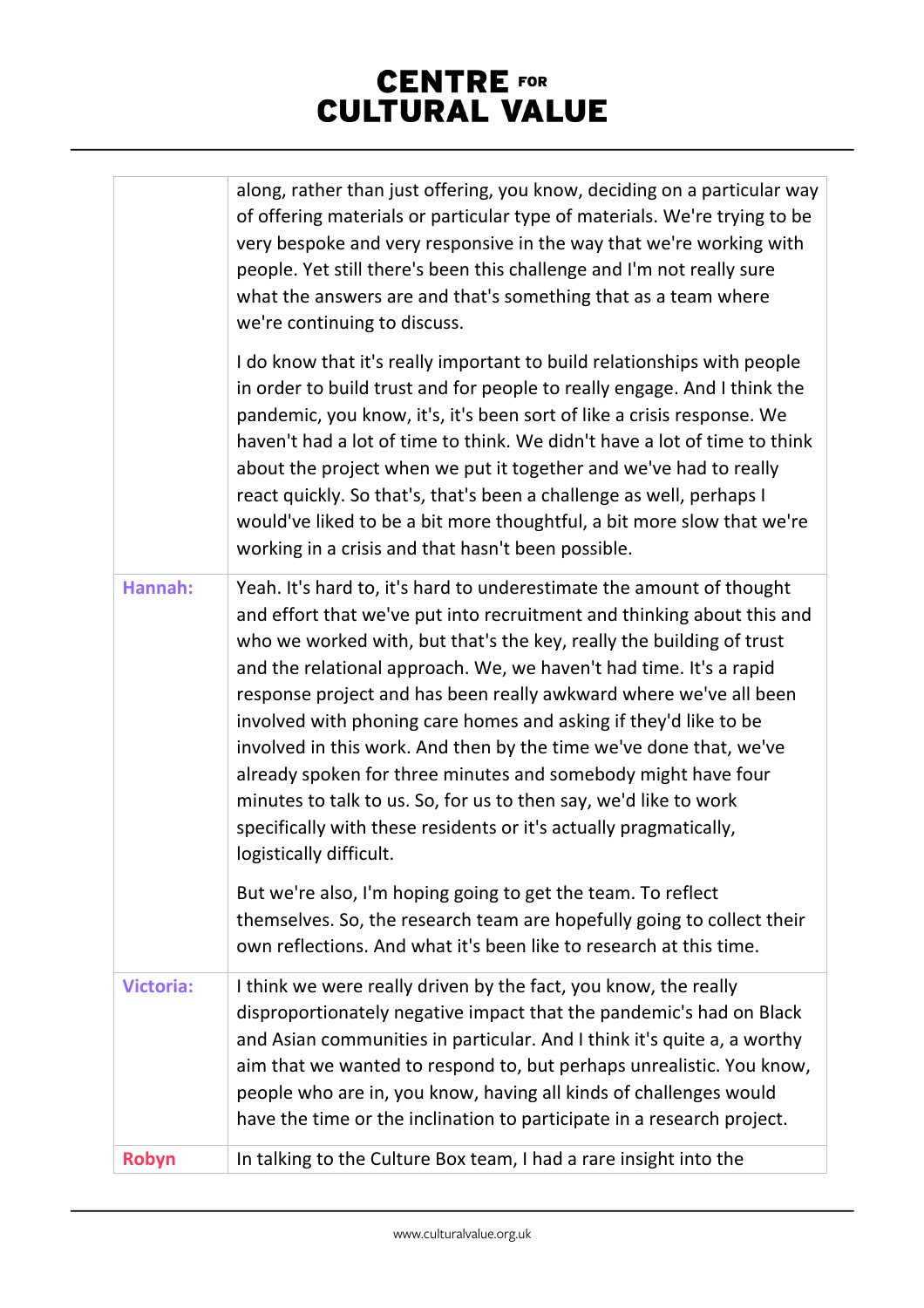| | |
|---|---|
| | along, rather than just offering, you know, deciding on a particular way of offering materials or particular type of materials. We're trying to be very bespoke and very responsive in the way that we're working with people. Yet still there's been this challenge and I'm not really sure what the answers are and that's something that as a team where we're continuing to discuss.<br><br>I do know that it's really important to build relationships with people in order to build trust and for people to really engage. And I think the pandemic, you know, it's, it's been sort of like a crisis response. We haven't had a lot of time to think. We didn't have a lot of time to think about the project when we put it together and we've had to really react quickly. So that's, that's been a challenge as well, perhaps I would've liked to be a bit more thoughtful, a bit more slow that we're working in a crisis and that hasn't been possible. |
| **Hannah:** | Yeah. It's hard to, it's hard to underestimate the amount of thought and effort that we've put into recruitment and thinking about this and who we worked with, but that's the key, really the building of trust and the relational approach. We, we haven't had time. It's a rapid response project and has been really awkward where we've all been involved with phoning care homes and asking if they'd like to be involved in this work. And then by the time we've done that, we've already spoken for three minutes and somebody might have four minutes to talk to us. So, for us to then say, we'd like to work specifically with these residents or it's actually pragmatically, logistically difficult.<br><br>But we're also, I'm hoping going to get the team. To reflect themselves. So, the research team are hopefully going to collect their own reflections. And what it's been like to research at this time. |
| **Victoria:** | I think we were really driven by the fact, you know, the really disproportionately negative impact that the pandemic's had on Black and Asian communities in particular. And I think it's quite a, a worthy aim that we wanted to respond to, but perhaps unrealistic. You know, people who are in, you know, having all kinds of challenges would have the time or the inclination to participate in a research project. |
| **Robyn** | In talking to the Culture Box team, I had a rare insight into the |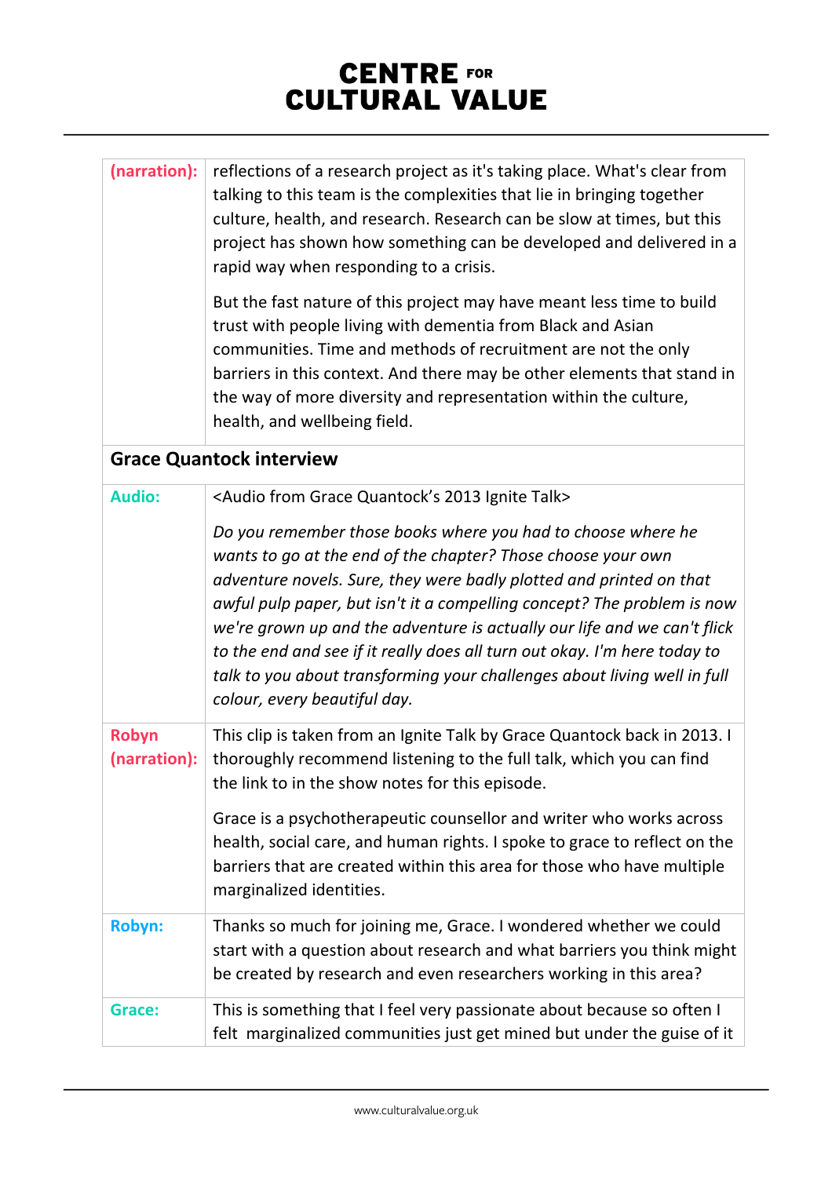| | |
|---|---|
| **(narration):** | reflections of a research project as it's taking place. What's clear from talking to this team is the complexities that lie in bringing together culture, health, and research. Research can be slow at times, but this project has shown how something can be developed and delivered in a rapid way when responding to a crisis.<br><br>But the fast nature of this project may have meant less time to build trust with people living with dementia from Black and Asian communities. Time and methods of recruitment are not the only barriers in this context. And there may be other elements that stand in the way of more diversity and representation within the culture, health, and wellbeing field. |
| **Grace Quantock interview** | |
| **Audio:** | <Audio from Grace Quantock's 2013 Ignite Talk><br><br>*Do you remember those books where you had to choose where he wants to go at the end of the chapter? Those choose your own adventure novels. Sure, they were badly plotted and printed on that awful pulp paper, but isn't it a compelling concept? The problem is now we're grown up and the adventure is actually our life and we can't flick to the end and see if it really does all turn out okay. I'm here today to talk to you about transforming your challenges about living well in full colour, every beautiful day.* |
| **Robyn (narration):** | This clip is taken from an Ignite Talk by Grace Quantock back in 2013. I thoroughly recommend listening to the full talk, which you can find the link to in the show notes for this episode.<br><br>Grace is a psychotherapeutic counsellor and writer who works across health, social care, and human rights. I spoke to grace to reflect on the barriers that are created within this area for those who have multiple marginalized identities. |
| **Robyn:** | Thanks so much for joining me, Grace. I wondered whether we could start with a question about research and what barriers you think might be created by research and even researchers working in this area? |
| **Grace:** | This is something that I feel very passionate about because so often I felt marginalized communities just get mined but under the guise of it |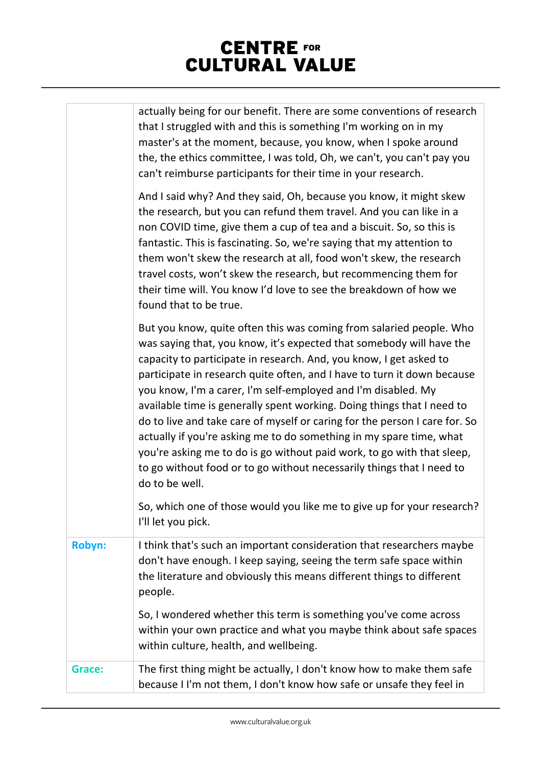| | |
|---|---|
| | actually being for our benefit. There are some conventions of research that I struggled with and this is something I'm working on in my master's at the moment, because, you know, when I spoke around the, the ethics committee, I was told, Oh, we can't, you can't pay you can't reimburse participants for their time in your research.<br><br>And I said why? And they said, Oh, because you know, it might skew the research, but you can refund them travel. And you can like in a non COVID time, give them a cup of tea and a biscuit. So, so this is fantastic. This is fascinating. So, we're saying that my attention to them won't skew the research at all, food won't skew, the research travel costs, won't skew the research, but recommencing them for their time will. You know I'd love to see the breakdown of how we found that to be true.<br><br>But you know, quite often this was coming from salaried people. Who was saying that, you know, it's expected that somebody will have the capacity to participate in research. And, you know, I get asked to participate in research quite often, and I have to turn it down because you know, I'm a carer, I'm self-employed and I'm disabled. My available time is generally spent working. Doing things that I need to do to live and take care of myself or caring for the person I care for. So actually if you're asking me to do something in my spare time, what you're asking me to do is go without paid work, to go with that sleep, to go without food or to go without necessarily things that I need to do to be well.<br><br>So, which one of those would you like me to give up for your research? I'll let you pick. |
| **Robyn:** | I think that's such an important consideration that researchers maybe don't have enough. I keep saying, seeing the term safe space within the literature and obviously this means different things to different people.<br><br>So, I wondered whether this term is something you've come across within your own practice and what you maybe think about safe spaces within culture, health, and wellbeing. |
| **Grace:** | The first thing might be actually, I don't know how to make them safe because I I'm not them, I don't know how safe or unsafe they feel in |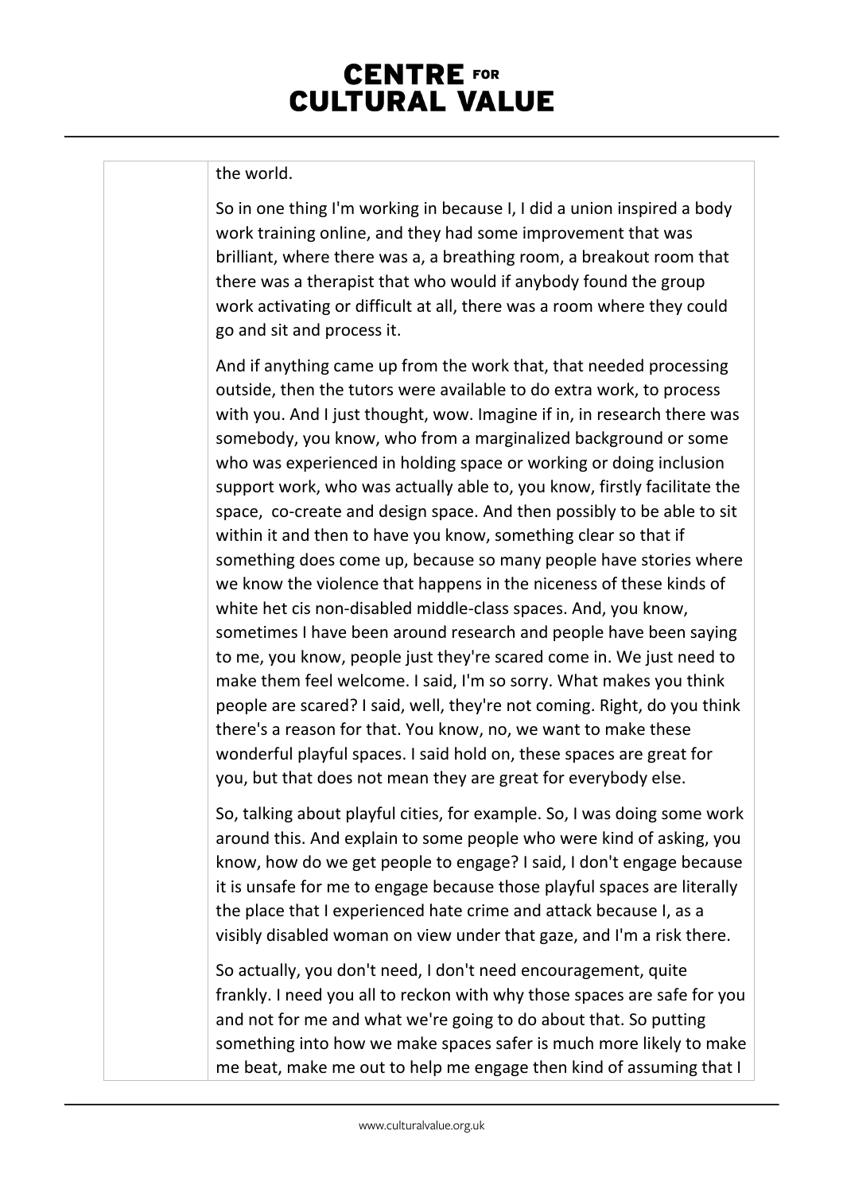| | the world.<br><br>So in one thing I'm working in because I, I did a union inspired a body work training online, and they had some improvement that was brilliant, where there was a, a breathing room, a breakout room that there was a therapist that who would if anybody found the group work activating or difficult at all, there was a room where they could go and sit and process it.<br><br>And if anything came up from the work that, that needed processing outside, then the tutors were available to do extra work, to process with you. And I just thought, wow. Imagine if in, in research there was somebody, you know, who from a marginalized background or some who was experienced in holding space or working or doing inclusion support work, who was actually able to, you know, firstly facilitate the space, co-create and design space. And then possibly to be able to sit within it and then to have you know, something clear so that if something does come up, because so many people have stories where we know the violence that happens in the niceness of these kinds of white het cis non-disabled middle-class spaces. And, you know, sometimes I have been around research and people have been saying to me, you know, people just they're scared come in. We just need to make them feel welcome. I said, I'm so sorry. What makes you think people are scared? I said, well, they're not coming. Right, do you think there's a reason for that. You know, no, we want to make these wonderful playful spaces. I said hold on, these spaces are great for you, but that does not mean they are great for everybody else.<br><br>So, talking about playful cities, for example. So, I was doing some work around this. And explain to some people who were kind of asking, you know, how do we get people to engage? I said, I don't engage because it is unsafe for me to engage because those playful spaces are literally the place that I experienced hate crime and attack because I, as a visibly disabled woman on view under that gaze, and I'm a risk there.<br><br>So actually, you don't need, I don't need encouragement, quite frankly. I need you all to reckon with why those spaces are safe for you and not for me and what we're going to do about that. So putting something into how we make spaces safer is much more likely to make me beat, make me out to help me engage then kind of assuming that I |
|---|---|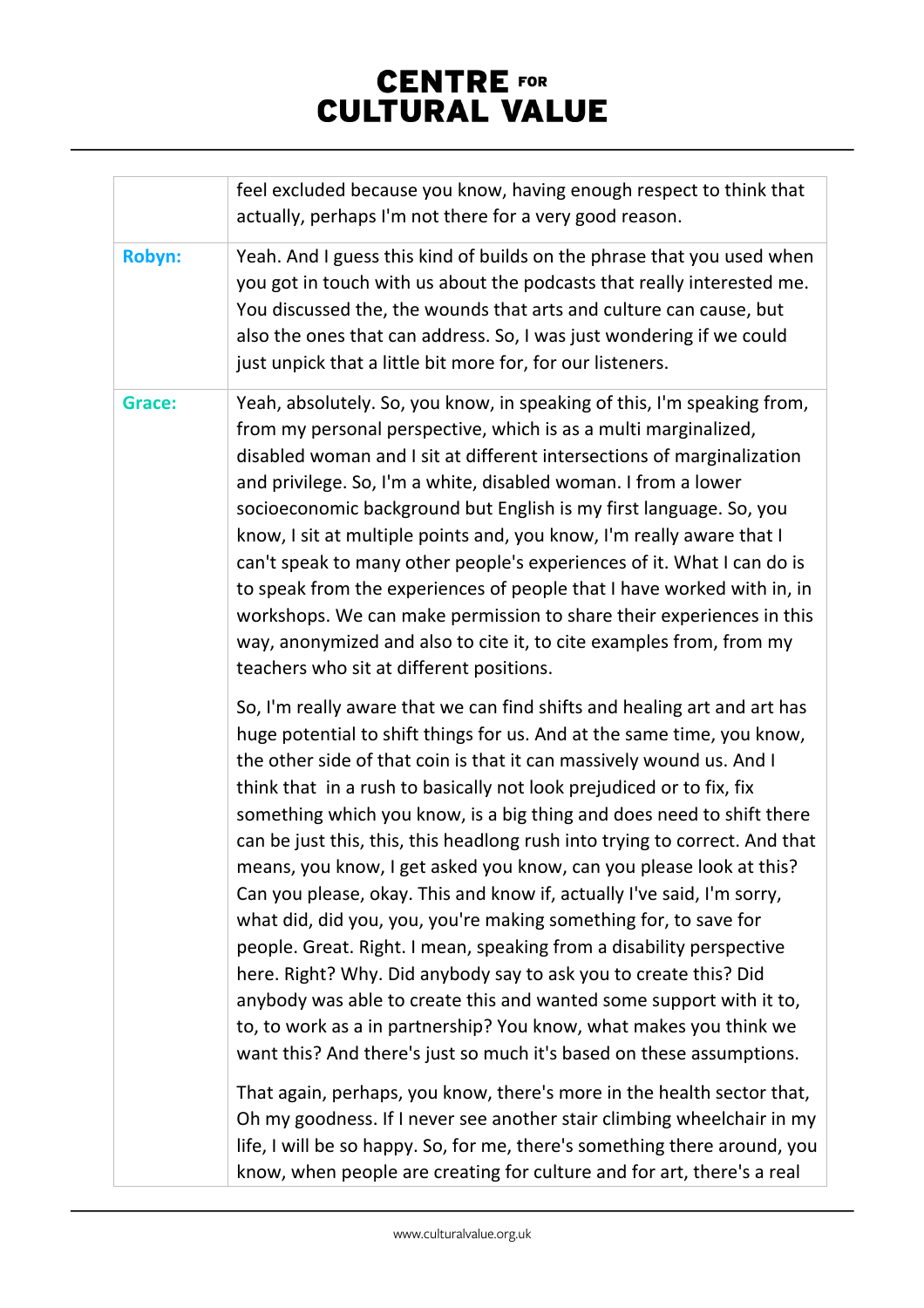| | |
|---|---|
| | feel excluded because you know, having enough respect to think that actually, perhaps I'm not there for a very good reason. |
| **Robyn:** | Yeah. And I guess this kind of builds on the phrase that you used when you got in touch with us about the podcasts that really interested me. You discussed the, the wounds that arts and culture can cause, but also the ones that can address. So, I was just wondering if we could just unpick that a little bit more for, for our listeners. |
| **Grace:** | Yeah, absolutely. So, you know, in speaking of this, I'm speaking from, from my personal perspective, which is as a multi marginalized, disabled woman and I sit at different intersections of marginalization and privilege. So, I'm a white, disabled woman. I from a lower socioeconomic background but English is my first language. So, you know, I sit at multiple points and, you know, I'm really aware that I can't speak to many other people's experiences of it. What I can do is to speak from the experiences of people that I have worked with in, in workshops. We can make permission to share their experiences in this way, anonymized and also to cite it, to cite examples from, from my teachers who sit at different positions.<br><br>So, I'm really aware that we can find shifts and healing art and art has huge potential to shift things for us. And at the same time, you know, the other side of that coin is that it can massively wound us. And I think that in a rush to basically not look prejudiced or to fix, fix something which you know, is a big thing and does need to shift there can be just this, this, this headlong rush into trying to correct. And that means, you know, I get asked you know, can you please look at this? Can you please, okay. This and know if, actually I've said, I'm sorry, what did, did you, you, you're making something for, to save for people. Great. Right. I mean, speaking from a disability perspective here. Right? Why. Did anybody say to ask you to create this? Did anybody was able to create this and wanted some support with it to, to, to work as a in partnership? You know, what makes you think we want this? And there's just so much it's based on these assumptions.<br><br>That again, perhaps, you know, there's more in the health sector that, Oh my goodness. If I never see another stair climbing wheelchair in my life, I will be so happy. So, for me, there's something there around, you know, when people are creating for culture and for art, there's a real |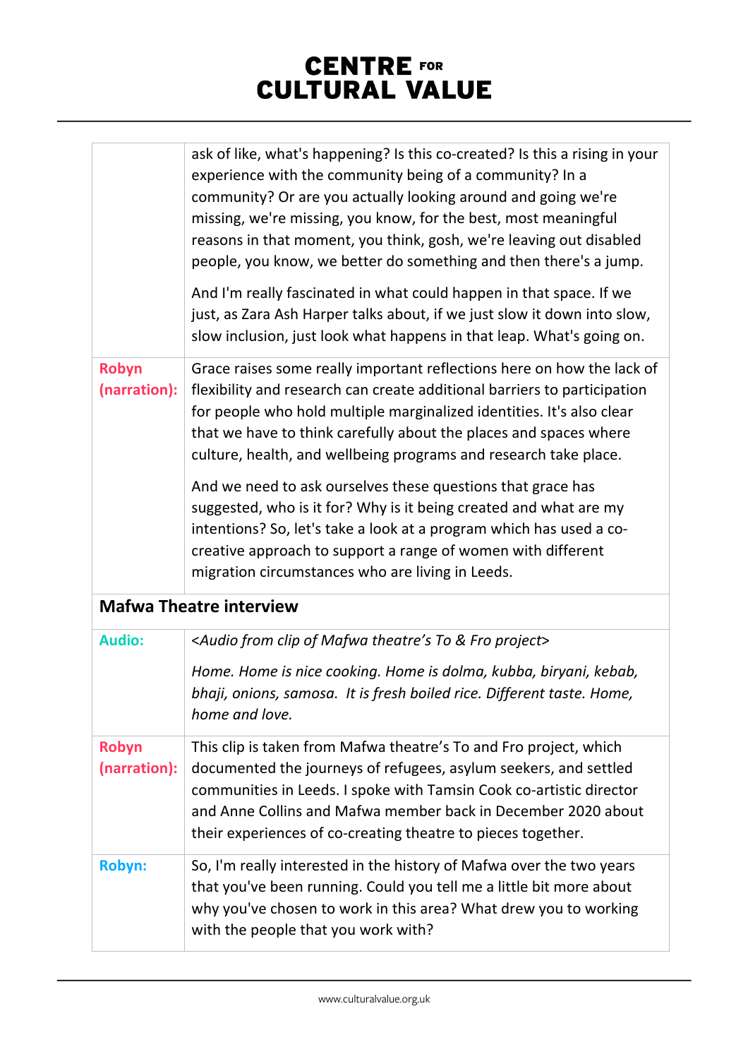| | |
|---|---|
| | ask of like, what's happening? Is this co-created? Is this a rising in your experience with the community being of a community? In a community? Or are you actually looking around and going we're missing, we're missing, you know, for the best, most meaningful reasons in that moment, you think, gosh, we're leaving out disabled people, you know, we better do something and then there's a jump.<br><br>And I'm really fascinated in what could happen in that space. If we just, as Zara Ash Harper talks about, if we just slow it down into slow, slow inclusion, just look what happens in that leap. What's going on. |
| **Robyn (narration):** | Grace raises some really important reflections here on how the lack of flexibility and research can create additional barriers to participation for people who hold multiple marginalized identities. It's also clear that we have to think carefully about the places and spaces where culture, health, and wellbeing programs and research take place.<br><br>And we need to ask ourselves these questions that grace has suggested, who is it for? Why is it being created and what are my intentions? So, let's take a look at a program which has used a co-creative approach to support a range of women with different migration circumstances who are living in Leeds. |
| **Mafwa Theatre interview** | |
| **Audio:** | *<Audio from clip of Mafwa theatre's To & Fro project>*<br><br>*Home. Home is nice cooking. Home is dolma, kubba, biryani, kebab, bhaji, onions, samosa. It is fresh boiled rice. Different taste. Home, home and love.* |
| **Robyn (narration):** | This clip is taken from Mafwa theatre's To and Fro project, which documented the journeys of refugees, asylum seekers, and settled communities in Leeds. I spoke with Tamsin Cook co-artistic director and Anne Collins and Mafwa member back in December 2020 about their experiences of co-creating theatre to pieces together. |
| **Robyn:** | So, I'm really interested in the history of Mafwa over the two years that you've been running. Could you tell me a little bit more about why you've chosen to work in this area? What drew you to working with the people that you work with? |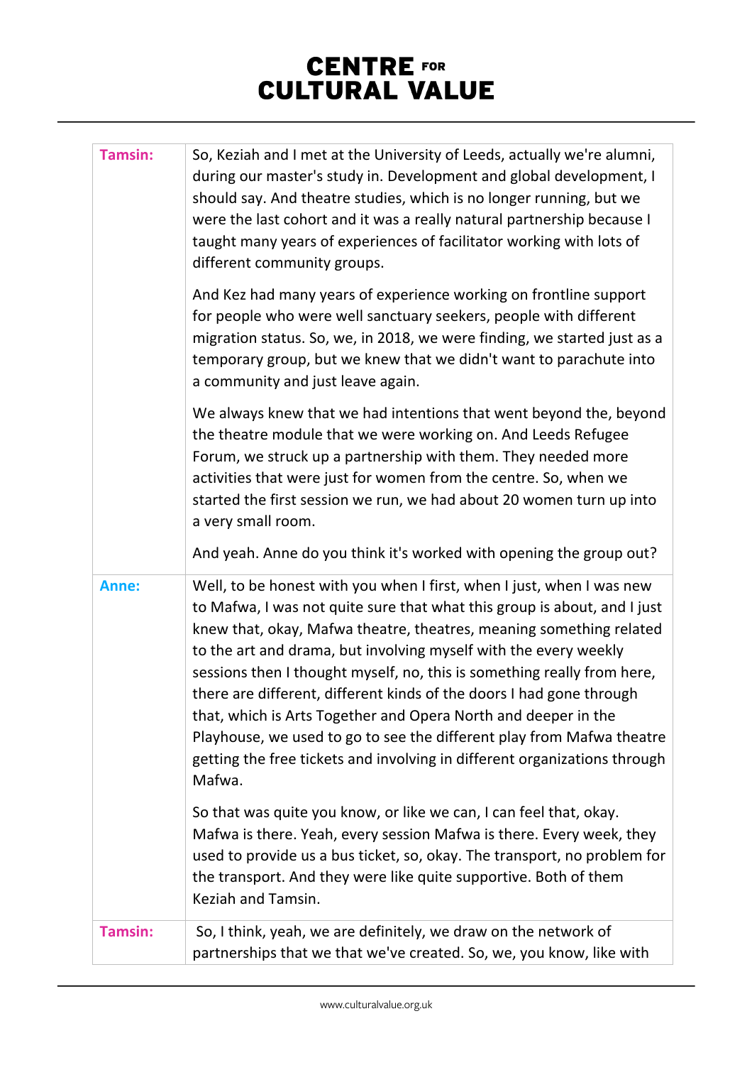| | |
|---|---|
| **Tamsin:** | So, Keziah and I met at the University of Leeds, actually we're alumni, during our master's study in. Development and global development, I should say. And theatre studies, which is no longer running, but we were the last cohort and it was a really natural partnership because I taught many years of experiences of facilitator working with lots of different community groups.<br><br>And Kez had many years of experience working on frontline support for people who were well sanctuary seekers, people with different migration status. So, we, in 2018, we were finding, we started just as a temporary group, but we knew that we didn't want to parachute into a community and just leave again.<br><br>We always knew that we had intentions that went beyond the, beyond the theatre module that we were working on. And Leeds Refugee Forum, we struck up a partnership with them. They needed more activities that were just for women from the centre. So, when we started the first session we run, we had about 20 women turn up into a very small room.<br><br>And yeah. Anne do you think it's worked with opening the group out? |
| **Anne:** | Well, to be honest with you when I first, when I just, when I was new to Mafwa, I was not quite sure that what this group is about, and I just knew that, okay, Mafwa theatre, theatres, meaning something related to the art and drama, but involving myself with the every weekly sessions then I thought myself, no, this is something really from here, there are different, different kinds of the doors I had gone through that, which is Arts Together and Opera North and deeper in the Playhouse, we used to go to see the different play from Mafwa theatre getting the free tickets and involving in different organizations through Mafwa.<br><br>So that was quite you know, or like we can, I can feel that, okay. Mafwa is there. Yeah, every session Mafwa is there. Every week, they used to provide us a bus ticket, so, okay. The transport, no problem for the transport. And they were like quite supportive. Both of them Keziah and Tamsin. |
| **Tamsin:** | So, I think, yeah, we are definitely, we draw on the network of partnerships that we that we've created. So, we, you know, like with |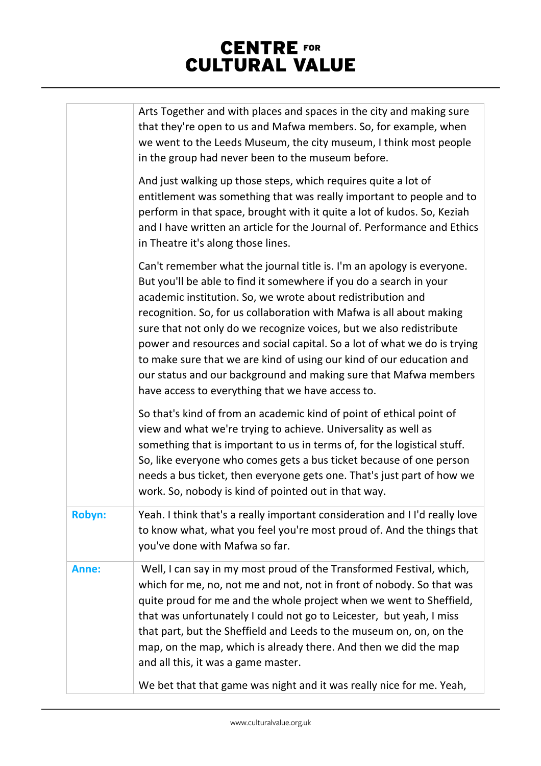| | |
|---|---|
| | Arts Together and with places and spaces in the city and making sure that they're open to us and Mafwa members. So, for example, when we went to the Leeds Museum, the city museum, I think most people in the group had never been to the museum before.<br><br>And just walking up those steps, which requires quite a lot of entitlement was something that was really important to people and to perform in that space, brought with it quite a lot of kudos. So, Keziah and I have written an article for the Journal of. Performance and Ethics in Theatre it's along those lines.<br><br>Can't remember what the journal title is. I'm an apology is everyone. But you'll be able to find it somewhere if you do a search in your academic institution. So, we wrote about redistribution and recognition. So, for us collaboration with Mafwa is all about making sure that not only do we recognize voices, but we also redistribute power and resources and social capital. So a lot of what we do is trying to make sure that we are kind of using our kind of our education and our status and our background and making sure that Mafwa members have access to everything that we have access to.<br><br>So that's kind of from an academic kind of point of ethical point of view and what we're trying to achieve. Universality as well as something that is important to us in terms of, for the logistical stuff. So, like everyone who comes gets a bus ticket because of one person needs a bus ticket, then everyone gets one. That's just part of how we work. So, nobody is kind of pointed out in that way. |
| **Robyn:** | Yeah. I think that's a really important consideration and I I'd really love to know what, what you feel you're most proud of. And the things that you've done with Mafwa so far. |
| **Anne:** | Well, I can say in my most proud of the Transformed Festival, which, which for me, no, not me and not, not in front of nobody. So that was quite proud for me and the whole project when we went to Sheffield, that was unfortunately I could not go to Leicester, but yeah, I miss that part, but the Sheffield and Leeds to the museum on, on, on the map, on the map, which is already there. And then we did the map and all this, it was a game master.<br><br>We bet that that game was night and it was really nice for me. Yeah, |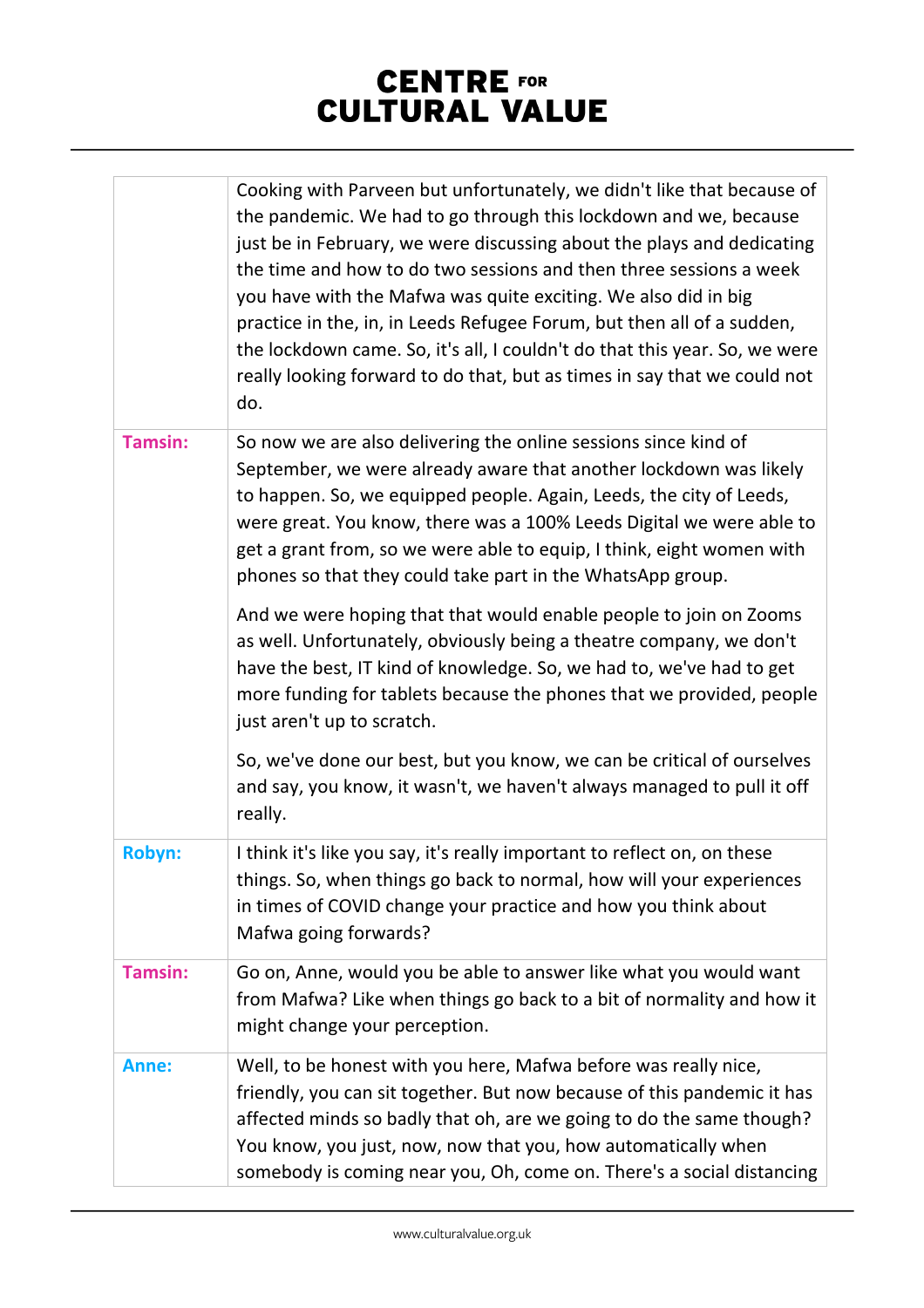| | |
|---|---|
| | Cooking with Parveen but unfortunately, we didn't like that because of the pandemic. We had to go through this lockdown and we, because just be in February, we were discussing about the plays and dedicating the time and how to do two sessions and then three sessions a week you have with the Mafwa was quite exciting. We also did in big practice in the, in, in Leeds Refugee Forum, but then all of a sudden, the lockdown came. So, it's all, I couldn't do that this year. So, we were really looking forward to do that, but as times in say that we could not do. |
| **Tamsin:** | So now we are also delivering the online sessions since kind of September, we were already aware that another lockdown was likely to happen. So, we equipped people. Again, Leeds, the city of Leeds, were great. You know, there was a 100% Leeds Digital we were able to get a grant from, so we were able to equip, I think, eight women with phones so that they could take part in the WhatsApp group.<br><br>And we were hoping that that would enable people to join on Zooms as well. Unfortunately, obviously being a theatre company, we don't have the best, IT kind of knowledge. So, we had to, we've had to get more funding for tablets because the phones that we provided, people just aren't up to scratch.<br><br>So, we've done our best, but you know, we can be critical of ourselves and say, you know, it wasn't, we haven't always managed to pull it off really. |
| **Robyn:** | I think it's like you say, it's really important to reflect on, on these things. So, when things go back to normal, how will your experiences in times of COVID change your practice and how you think about Mafwa going forwards? |
| **Tamsin:** | Go on, Anne, would you be able to answer like what you would want from Mafwa? Like when things go back to a bit of normality and how it might change your perception. |
| **Anne:** | Well, to be honest with you here, Mafwa before was really nice, friendly, you can sit together. But now because of this pandemic it has affected minds so badly that oh, are we going to do the same though? You know, you just, now, now that you, how automatically when somebody is coming near you, Oh, come on. There's a social distancing |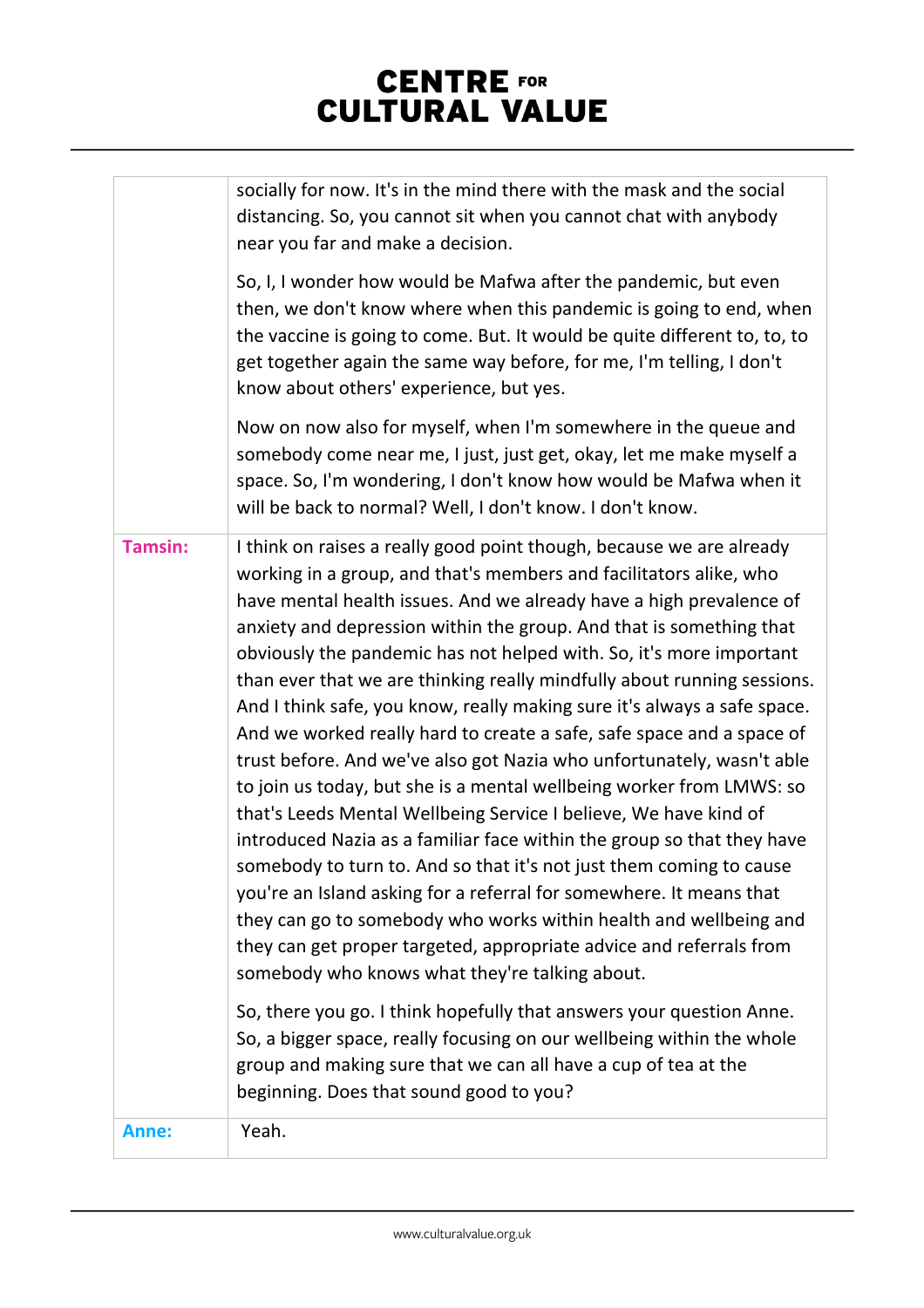| | |
|---|---|
| | socially for now. It's in the mind there with the mask and the social distancing. So, you cannot sit when you cannot chat with anybody near you far and make a decision.<br><br>So, I, I wonder how would be Mafwa after the pandemic, but even then, we don't know where when this pandemic is going to end, when the vaccine is going to come. But. It would be quite different to, to, to get together again the same way before, for me, I'm telling, I don't know about others' experience, but yes.<br><br>Now on now also for myself, when I'm somewhere in the queue and somebody come near me, I just, just get, okay, let me make myself a space. So, I'm wondering, I don't know how would be Mafwa when it will be back to normal? Well, I don't know. I don't know. |
| **Tamsin:** | I think on raises a really good point though, because we are already working in a group, and that's members and facilitators alike, who have mental health issues. And we already have a high prevalence of anxiety and depression within the group. And that is something that obviously the pandemic has not helped with. So, it's more important than ever that we are thinking really mindfully about running sessions. And I think safe, you know, really making sure it's always a safe space. And we worked really hard to create a safe, safe space and a space of trust before. And we've also got Nazia who unfortunately, wasn't able to join us today, but she is a mental wellbeing worker from LMWS: so that's Leeds Mental Wellbeing Service I believe, We have kind of introduced Nazia as a familiar face within the group so that they have somebody to turn to. And so that it's not just them coming to cause you're an Island asking for a referral for somewhere. It means that they can go to somebody who works within health and wellbeing and they can get proper targeted, appropriate advice and referrals from somebody who knows what they're talking about.<br><br>So, there you go. I think hopefully that answers your question Anne. So, a bigger space, really focusing on our wellbeing within the whole group and making sure that we can all have a cup of tea at the beginning. Does that sound good to you? |
| **Anne:** | Yeah. |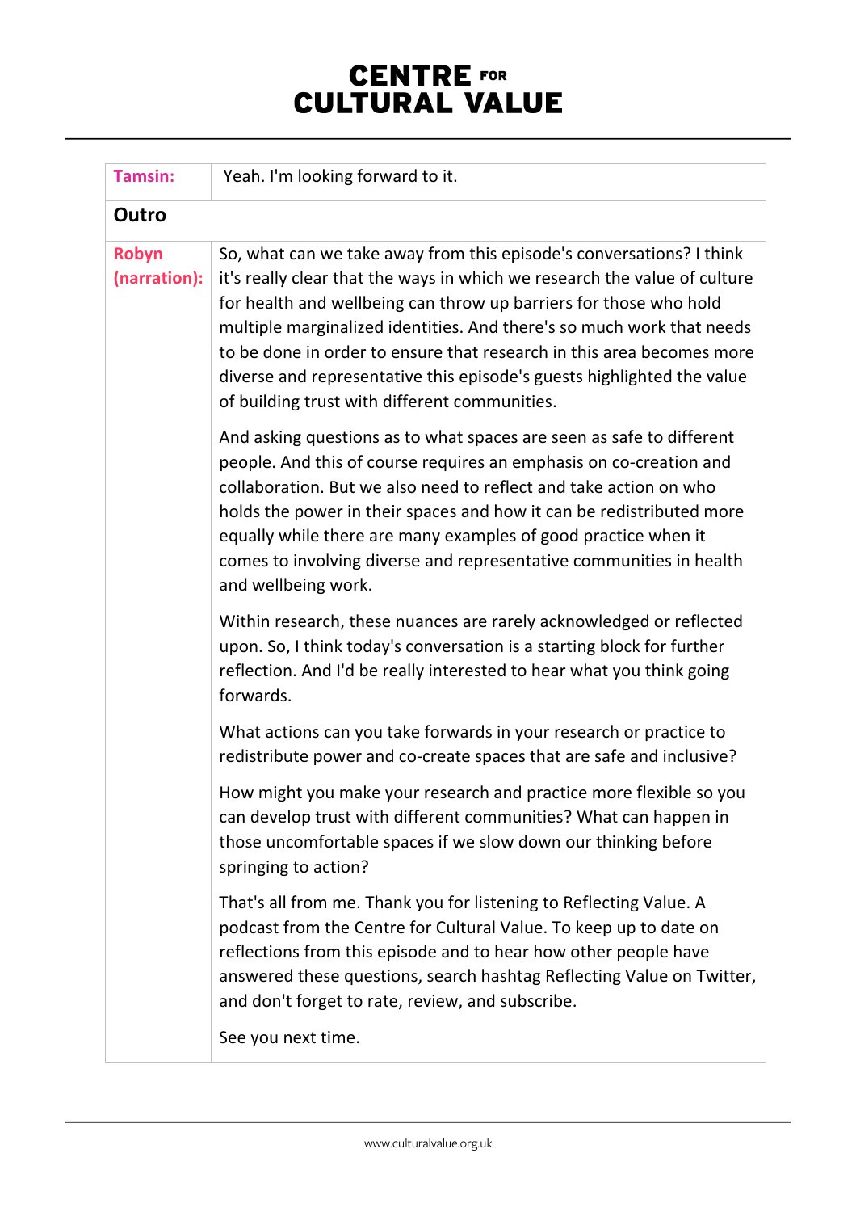| | |
|---|---|
| **Tamsin:** | Yeah. I'm looking forward to it. |
| **Outro** | |
| **Robyn (narration):** | So, what can we take away from this episode's conversations? I think it's really clear that the ways in which we research the value of culture for health and wellbeing can throw up barriers for those who hold multiple marginalized identities. And there's so much work that needs to be done in order to ensure that research in this area becomes more diverse and representative this episode's guests highlighted the value of building trust with different communities.<br><br>And asking questions as to what spaces are seen as safe to different people. And this of course requires an emphasis on co-creation and collaboration. But we also need to reflect and take action on who holds the power in their spaces and how it can be redistributed more equally while there are many examples of good practice when it comes to involving diverse and representative communities in health and wellbeing work.<br><br>Within research, these nuances are rarely acknowledged or reflected upon. So, I think today's conversation is a starting block for further reflection. And I'd be really interested to hear what you think going forwards.<br><br>What actions can you take forwards in your research or practice to redistribute power and co-create spaces that are safe and inclusive?<br><br>How might you make your research and practice more flexible so you can develop trust with different communities? What can happen in those uncomfortable spaces if we slow down our thinking before springing to action?<br><br>That's all from me. Thank you for listening to Reflecting Value. A podcast from the Centre for Cultural Value. To keep up to date on reflections from this episode and to hear how other people have answered these questions, search hashtag Reflecting Value on Twitter, and don't forget to rate, review, and subscribe.<br><br>See you next time. |